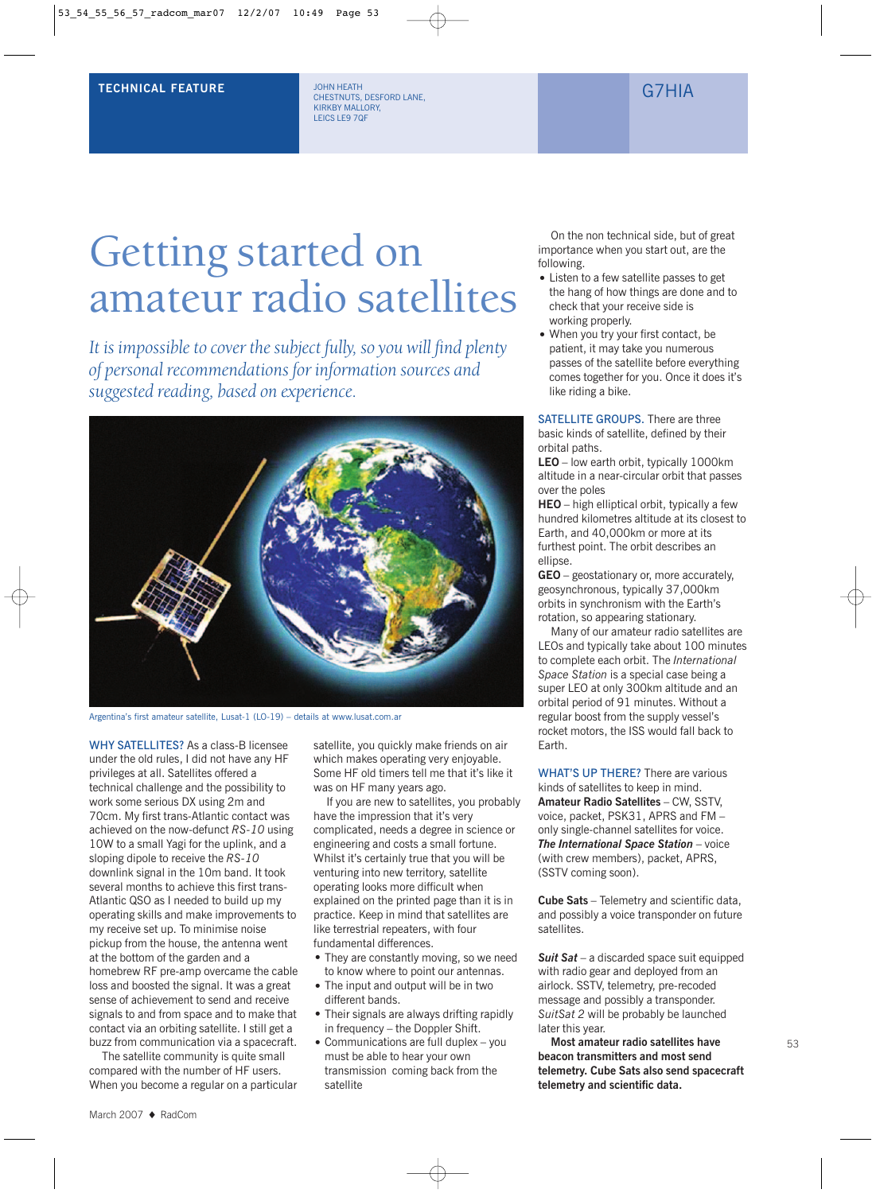TECHNICAL FEATURE

JOHN HEATH
CHESTNUTS, DESFORD LANE,
KIRKBY MALLORY,
LEICS LE9 7QF

G7HIA

# Getting started on amateur radio satellites

*It is impossible to cover the subject fully, so you will find plenty of personal recommendations for information sources and suggested reading, based on experience.*

Argentina's first amateur satellite, Lusat-1 (LO-19) – details at www.lusat.com.ar

**WHY SATELLITES?** As a class-B licensee under the old rules, I did not have any HF privileges at all. Satellites offered a technical challenge and the possibility to work some serious DX using 2m and 70cm. My first trans-Atlantic contact was achieved on the now-defunct *RS-10* using 10W to a small Yagi for the uplink, and a sloping dipole to receive the *RS-10* downlink signal in the 10m band. It took several months to achieve this first trans-Atlantic QSO as I needed to build up my operating skills and make improvements to my receive set up. To minimise noise pickup from the house, the antenna went at the bottom of the garden and a homebrew RF pre-amp overcame the cable loss and boosted the signal. It was a great sense of achievement to send and receive signals to and from space and to make that contact via an orbiting satellite. I still get a buzz from communication via a spacecraft.

The satellite community is quite small compared with the number of HF users. When you become a regular on a particular satellite, you quickly make friends on air which makes operating very enjoyable. Some HF old timers tell me that it's like it was on HF many years ago.

If you are new to satellites, you probably have the impression that it's very complicated, needs a degree in science or engineering and costs a small fortune. Whilst it's certainly true that you will be venturing into new territory, satellite operating looks more difficult when explained on the printed page than it is in practice. Keep in mind that satellites are like terrestrial repeaters, with four fundamental differences.

- They are constantly moving, so we need to know where to point our antennas.
- The input and output will be in two different bands.
- Their signals are always drifting rapidly in frequency – the Doppler Shift.
- Communications are full duplex – you must be able to hear your own transmission coming back from the satellite

On the non technical side, but of great importance when you start out, are the following.

- Listen to a few satellite passes to get the hang of how things are done and to check that your receive side is working properly.
- When you try your first contact, be patient, it may take you numerous passes of the satellite before everything comes together for you. Once it does it's like riding a bike.

**SATELLITE GROUPS.** There are three basic kinds of satellite, defined by their orbital paths.

**LEO** – low earth orbit, typically 1000km altitude in a near-circular orbit that passes over the poles

**HEO** – high elliptical orbit, typically a few hundred kilometres altitude at its closest to Earth, and 40,000km or more at its furthest point. The orbit describes an ellipse.

**GEO** – geostationary or, more accurately, geosynchronous, typically 37,000km orbits in synchronism with the Earth's rotation, so appearing stationary.

Many of our amateur radio satellites are LEOs and typically take about 100 minutes to complete each orbit. The *International Space Station* is a special case being a super LEO at only 300km altitude and an orbital period of 91 minutes. Without a regular boost from the supply vessel's rocket motors, the ISS would fall back to Earth.

**WHAT'S UP THERE?** There are various kinds of satellites to keep in mind.

**Amateur Radio Satellites** – CW, SSTV, voice, packet, PSK31, APRS and FM – only single-channel satellites for voice.

***The International Space Station*** – voice (with crew members), packet, APRS, (SSTV coming soon).

**Cube Sats** – Telemetry and scientific data, and possibly a voice transponder on future satellites.

***Suit Sat*** – a discarded space suit equipped with radio gear and deployed from an airlock. SSTV, telemetry, pre-recoded message and possibly a transponder. *SuitSat 2* will be probably be launched later this year.

**Most amateur radio satellites have beacon transmitters and most send telemetry. Cube Sats also send spacecraft telemetry and scientific data.**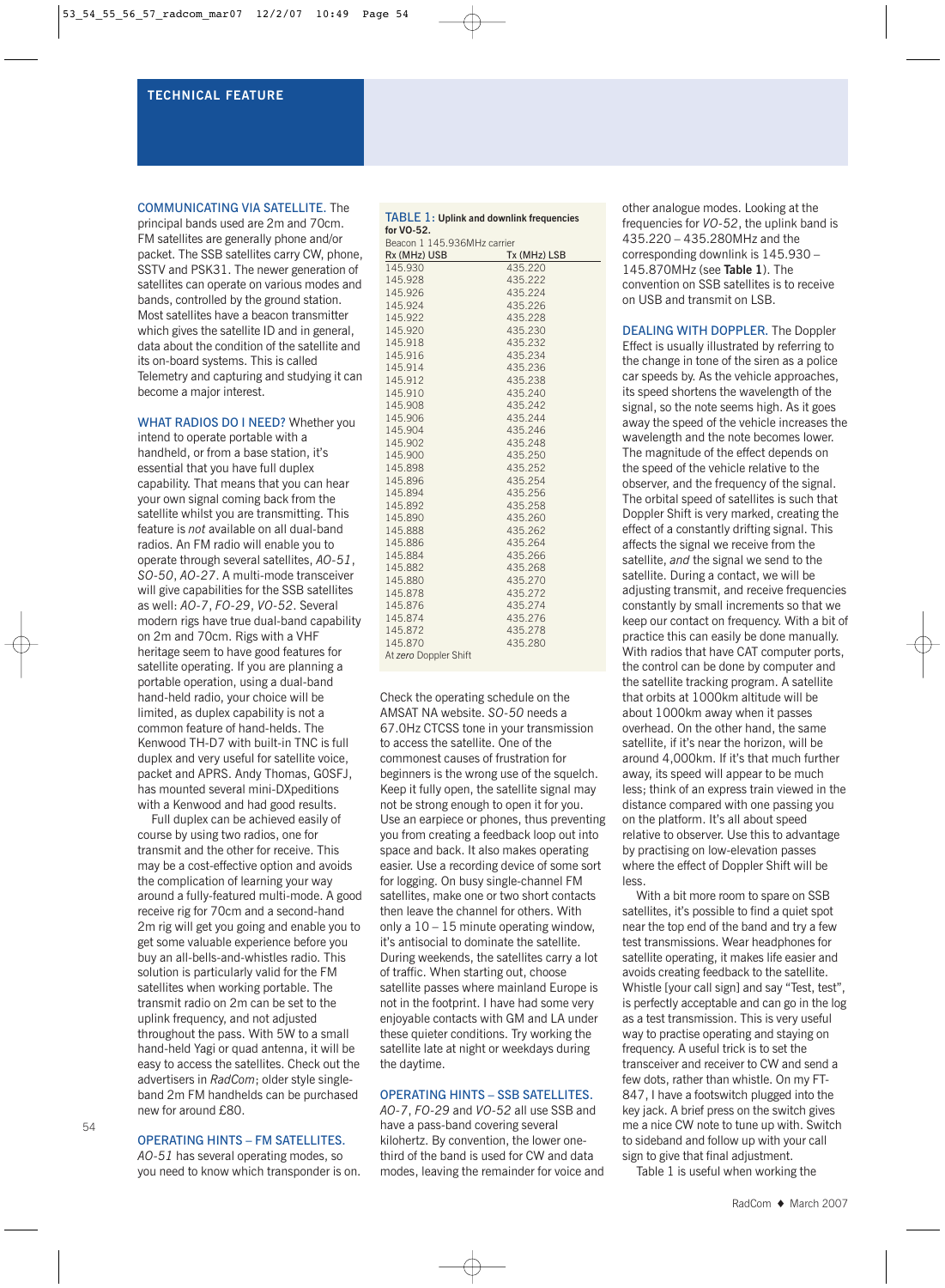**COMMUNICATING VIA SATELLITE.** The principal bands used are 2m and 70cm. FM satellites are generally phone and/or packet. The SSB satellites carry CW, phone, SSTV and PSK31. The newer generation of satellites can operate on various modes and bands, controlled by the ground station. Most satellites have a beacon transmitter which gives the satellite ID and in general, data about the condition of the satellite and its on-board systems. This is called Telemetry and capturing and studying it can become a major interest.

**WHAT RADIOS DO I NEED?** Whether you intend to operate portable with a handheld, or from a base station, it's essential that you have full duplex capability. That means that you can hear your own signal coming back from the satellite whilst you are transmitting. This feature is *not* available on all dual-band radios. An FM radio will enable you to operate through several satellites, *AO-51*, *SO-50*, *AO-27*. A multi-mode transceiver will give capabilities for the SSB satellites as well: *AO-7*, *FO-29*, *VO-52*. Several modern rigs have true dual-band capability on 2m and 70cm. Rigs with a VHF heritage seem to have good features for satellite operating. If you are planning a portable operation, using a dual-band hand-held radio, your choice will be limited, as duplex capability is not a common feature of hand-helds. The Kenwood TH-D7 with built-in TNC is full duplex and very useful for satellite voice, packet and APRS. Andy Thomas, G0SFJ, has mounted several mini-DXpeditions with a Kenwood and had good results.

Full duplex can be achieved easily of course by using two radios, one for transmit and the other for receive. This may be a cost-effective option and avoids the complication of learning your way around a fully-featured multi-mode. A good receive rig for 70cm and a second-hand 2m rig will get you going and enable you to get some valuable experience before you buy an all-bells-and-whistles radio. This solution is particularly valid for the FM satellites when working portable. The transmit radio on 2m can be set to the uplink frequency, and not adjusted throughout the pass. With 5W to a small hand-held Yagi or quad antenna, it will be easy to access the satellites. Check out the advertisers in *RadCom*; older style single-band 2m FM handhelds can be purchased new for around £80.

**OPERATING HINTS – FM SATELLITES.** *AO-51* has several operating modes, so you need to know which transponder is on. Check the operating schedule on the AMSAT NA website. *SO-50* needs a 67.0Hz CTCSS tone in your transmission to access the satellite. One of the commonest causes of frustration for beginners is the wrong use of the squelch. Keep it fully open, the satellite signal may not be strong enough to open it for you. Use an earpiece or phones, thus preventing you from creating a feedback loop out into space and back. It also makes operating easier. Use a recording device of some sort for logging. On busy single-channel FM satellites, make one or two short contacts then leave the channel for others. With only a 10 – 15 minute operating window, it's antisocial to dominate the satellite. During weekends, the satellites carry a lot of traffic. When starting out, choose satellite passes where mainland Europe is not in the footprint. I have had some very enjoyable contacts with GM and LA under these quieter conditions. Try working the satellite late at night or weekdays during the daytime.

**TABLE 1: Uplink and downlink frequencies for VO-52.**

Beacon 1 145.936MHz carrier

| Rx (MHz) USB | Tx (MHz) LSB |
|---|---|
| 145.930 | 435.220 |
| 145.928 | 435.222 |
| 145.926 | 435.224 |
| 145.924 | 435.226 |
| 145.922 | 435.228 |
| 145.920 | 435.230 |
| 145.918 | 435.232 |
| 145.916 | 435.234 |
| 145.914 | 435.236 |
| 145.912 | 435.238 |
| 145.910 | 435.240 |
| 145.908 | 435.242 |
| 145.906 | 435.244 |
| 145.904 | 435.246 |
| 145.902 | 435.248 |
| 145.900 | 435.250 |
| 145.898 | 435.252 |
| 145.896 | 435.254 |
| 145.894 | 435.256 |
| 145.892 | 435.258 |
| 145.890 | 435.260 |
| 145.888 | 435.262 |
| 145.886 | 435.264 |
| 145.884 | 435.266 |
| 145.882 | 435.268 |
| 145.880 | 435.270 |
| 145.878 | 435.272 |
| 145.876 | 435.274 |
| 145.874 | 435.276 |
| 145.872 | 435.278 |
| 145.870 | 435.280 |

At *zero* Doppler Shift

**OPERATING HINTS – SSB SATELLITES.** *AO-7*, *FO-29* and *VO-52* all use SSB and have a pass-band covering several kilohertz. By convention, the lower one-third of the band is used for CW and data modes, leaving the remainder for voice and other analogue modes. Looking at the frequencies for *VO-52*, the uplink band is 435.220 – 435.280MHz and the corresponding downlink is 145.930 – 145.870MHz (see **Table 1**). The convention on SSB satellites is to receive on USB and transmit on LSB.

**DEALING WITH DOPPLER.** The Doppler Effect is usually illustrated by referring to the change in tone of the siren as a police car speeds by. As the vehicle approaches, its speed shortens the wavelength of the signal, so the note seems high. As it goes away the speed of the vehicle increases the wavelength and the note becomes lower. The magnitude of the effect depends on the speed of the vehicle relative to the observer, and the frequency of the signal. The orbital speed of satellites is such that Doppler Shift is very marked, creating the effect of a constantly drifting signal. This affects the signal we receive from the satellite, *and* the signal we send to the satellite. During a contact, we will be adjusting transmit, and receive frequencies constantly by small increments so that we keep our contact on frequency. With a bit of practice this can easily be done manually. With radios that have CAT computer ports, the control can be done by computer and the satellite tracking program. A satellite that orbits at 1000km altitude will be about 1000km away when it passes overhead. On the other hand, the same satellite, if it's near the horizon, will be around 4,000km. If it's that much further away, its speed will appear to be much less; think of an express train viewed in the distance compared with one passing you on the platform. It's all about speed relative to observer. Use this to advantage by practising on low-elevation passes where the effect of Doppler Shift will be less.

With a bit more room to spare on SSB satellites, it's possible to find a quiet spot near the top end of the band and try a few test transmissions. Wear headphones for satellite operating, it makes life easier and avoids creating feedback to the satellite. Whistle [your call sign] and say "Test, test", is perfectly acceptable and can go in the log as a test transmission. This is very useful way to practise operating and staying on frequency. A useful trick is to set the transceiver and receiver to CW and send a few dots, rather than whistle. On my FT-847, I have a footswitch plugged into the key jack. A brief press on the switch gives me a nice CW note to tune up with. Switch to sideband and follow up with your call sign to give that final adjustment.

Table 1 is useful when working the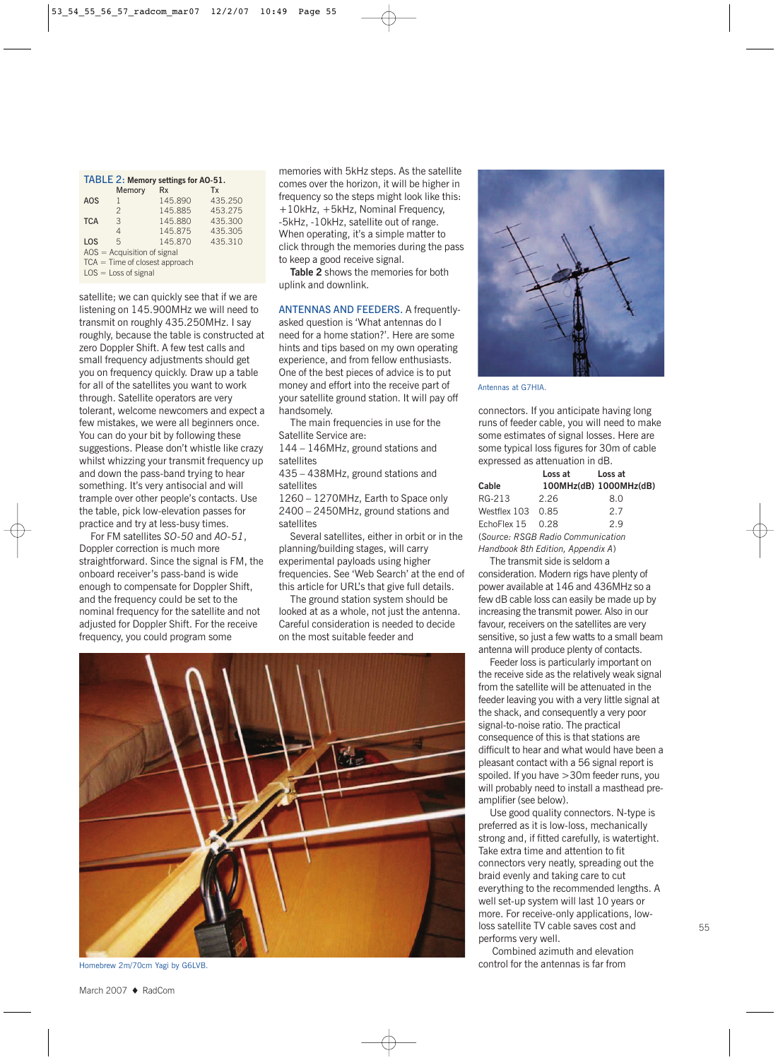**TABLE 2: Memory settings for AO-51.**

| | Memory | Rx | Tx |
|---|---|---|---|
| AOS | 1 | 145.890 | 435.250 |
| | 2 | 145.885 | 453.275 |
| TCA | 3 | 145.880 | 435.300 |
| | 4 | 145.875 | 435.305 |
| LOS | 5 | 145.870 | 435.310 |

AOS = Acquisition of signal
TCA = Time of closest approach
LOS = Loss of signal

satellite; we can quickly see that if we are listening on 145.900MHz we will need to transmit on roughly 435.250MHz. I say roughly, because the table is constructed at zero Doppler Shift. A few test calls and small frequency adjustments should get you on frequency quickly. Draw up a table for all of the satellites you want to work through. Satellite operators are very tolerant, welcome newcomers and expect a few mistakes, we were all beginners once. You can do your bit by following these suggestions. Please don't whistle like crazy whilst whizzing your transmit frequency up and down the pass-band trying to hear something. It's very antisocial and will trample over other people's contacts. Use the table, pick low-elevation passes for practice and try at less-busy times.

For FM satellites *SO-50* and *AO-51*, Doppler correction is much more straightforward. Since the signal is FM, the onboard receiver's pass-band is wide enough to compensate for Doppler Shift, and the frequency could be set to the nominal frequency for the satellite and not adjusted for Doppler Shift. For the receive frequency, you could program some memories with 5kHz steps. As the satellite comes over the horizon, it will be higher in frequency so the steps might look like this: +10kHz, +5kHz, Nominal Frequency, -5kHz, -10kHz, satellite out of range. When operating, it's a simple matter to click through the memories during the pass to keep a good receive signal.

**Table 2** shows the memories for both uplink and downlink.

## ANTENNAS AND FEEDERS.

A frequently-asked question is 'What antennas do I need for a home station?'. Here are some hints and tips based on my own operating experience, and from fellow enthusiasts. One of the best pieces of advice is to put money and effort into the receive part of your satellite ground station. It will pay off handsomely.

The main frequencies in use for the Satellite Service are:

144 – 146MHz, ground stations and satellites

435 – 438MHz, ground stations and satellites

1260 – 1270MHz, Earth to Space only

2400 – 2450MHz, ground stations and satellites

Several satellites, either in orbit or in the planning/building stages, will carry experimental payloads using higher frequencies. See 'Web Search' at the end of this article for URL's that give full details.

The ground station system should be looked at as a whole, not just the antenna. Careful consideration is needed to decide on the most suitable feeder and connectors. If you anticipate having long runs of feeder cable, you will need to make some estimates of signal losses. Here are some typical loss figures for 30m of cable expressed as attenuation in dB.

| Cable | Loss at 100MHz(dB) | Loss at 1000MHz(dB) |
|---|---|---|
| RG-213 | 2.26 | 8.0 |
| Westflex 103 | 0.85 | 2.7 |
| EchoFlex 15 | 0.28 | 2.9 |

(*Source: RSGB Radio Communication Handbook 8th Edition, Appendix A*)

The transmit side is seldom a consideration. Modern rigs have plenty of power available at 146 and 436MHz so a few dB cable loss can easily be made up by increasing the transmit power. Also in our favour, receivers on the satellites are very sensitive, so just a few watts to a small beam antenna will produce plenty of contacts.

Feeder loss is particularly important on the receive side as the relatively weak signal from the satellite will be attenuated in the feeder leaving you with a very little signal at the shack, and consequently a very poor signal-to-noise ratio. The practical consequence of this is that stations are difficult to hear and what would have been a pleasant contact with a 56 signal report is spoiled. If you have >30m feeder runs, you will probably need to install a masthead pre-amplifier (see below).

Use good quality connectors. N-type is preferred as it is low-loss, mechanically strong and, if fitted carefully, is watertight. Take extra time and attention to fit connectors very neatly, spreading out the braid evenly and taking care to cut everything to the recommended lengths. A well set-up system will last 10 years or more. For receive-only applications, low-loss satellite TV cable saves cost and performs very well.

Combined azimuth and elevation control for the antennas is far from

Antennas at G7HIA.

Homebrew 2m/70cm Yagi by G6LVB.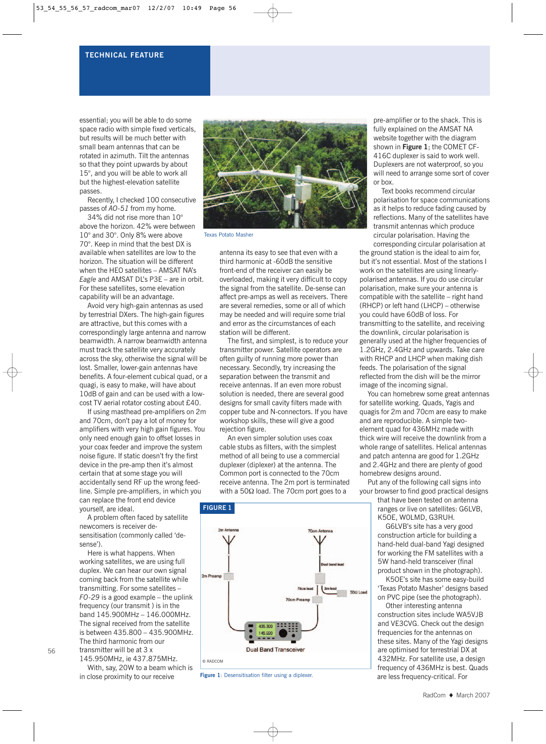## TECHNICAL FEATURE

essential; you will be able to do some space radio with simple fixed verticals, but results will be much better with small beam antennas that can be rotated in azimuth. Tilt the antennas so that they point upwards by about 15°, and you will be able to work all but the highest-elevation satellite passes.

Recently, I checked 100 consecutive passes of *AO-51* from my home.

34% did not rise more than 10° above the horizon. 42% were between 10° and 30°. Only 8% were above 70°. Keep in mind that the best DX is available when satellites are low to the horizon. The situation will be different when the HEO satellites – AMSAT NA's *Eagle* and AMSAT DL's P3E – are in orbit. For these satellites, some elevation capability will be an advantage.

Avoid very high-gain antennas as used by terrestrial DXers. The high-gain figures are attractive, but this comes with a correspondingly large antenna and narrow beamwidth. A narrow beamwidth antenna must track the satellite very accurately across the sky, otherwise the signal will be lost. Smaller, lower-gain antennas have benefits. A four-element cubical quad, or a quagi, is easy to make, will have about 10dB of gain and can be used with a low-cost TV aerial rotator costing about £40.

If using masthead pre-amplifiers on 2m and 70cm, don't pay a lot of money for amplifiers with very high gain figures. You only need enough gain to offset losses in your coax feeder and improve the system noise figure. If static doesn't fry the first device in the pre-amp then it's almost certain that at some stage you will accidentally send RF up the wrong feed-line. Simple pre-amplifiers, in which you can replace the front end device yourself, are ideal.

A problem often faced by satellite newcomers is receiver de-sensitisation (commonly called 'de-sense').

Here is what happens. When working satellites, we are using full duplex. We can hear our own signal coming back from the satellite while transmitting. For some satellites – *FO-29* is a good example – the uplink frequency (our transmit ) is in the band 145.900MHz – 146.000MHz. The signal received from the satellite is between 435.800 – 435.900MHz. The third harmonic from our transmitter will be at 3 x 145.950MHz, ie 437.875MHz.

With, say, 20W to a beam which is in close proximity to our receive antenna its easy to see that even with a third harmonic at -60dB the sensitive front-end of the receiver can easily be overloaded, making it very difficult to copy the signal from the satellite. De-sense can affect pre-amps as well as receivers. There are several remedies, some or all of which may be needed and will require some trial and error as the circumstances of each station will be different.

Texas Potato Masher

The first, and simplest, is to reduce your transmitter power. Satellite operators are often guilty of running more power than necessary. Secondly, try increasing the separation between the transmit and receive antennas. If an even more robust solution is needed, there are several good designs for small cavity filters made with copper tube and N-connectors. If you have workshop skills, these will give a good rejection figure.

An even simpler solution uses coax cable stubs as filters, with the simplest method of all being to use a commercial duplexer (diplexer) at the antenna. The Common port is connected to the 70cm receive antenna. The 2m port is terminated with a 50Ω load. The 70cm port goes to a pre-amplifier or to the shack. This is fully explained on the AMSAT NA website together with the diagram shown in **Figure 1**; the COMET CF-416C duplexer is said to work well. Duplexers are not waterproof, so you will need to arrange some sort of cover or box.

**Figure 1**: Desensitisation filter using a diplexer.

Text books recommend circular polarisation for space communications as it helps to reduce fading caused by reflections. Many of the satellites have transmit antennas which produce circular polarisation. Having the corresponding circular polarisation at the ground station is the ideal to aim for, but it's not essential. Most of the stations I work on the satellites are using linearly-polarised antennas. If you do use circular polarisation, make sure your antenna is compatible with the satellite – right hand (RHCP) or left hand (LHCP) – otherwise you could have 60dB of loss. For transmitting to the satellite, and receiving the downlink, circular polarisation is generally used at the higher frequencies of 1.2GHz, 2.4GHz and upwards. Take care with RHCP and LHCP when making dish feeds. The polarisation of the signal reflected from the dish will be the mirror image of the incoming signal.

You can homebrew some great antennas for satellite working. Quads, Yagis and quagis for 2m and 70cm are easy to make and are reproducible. A simple two-element quad for 436MHz made with thick wire will receive the downlink from a whole range of satellites. Helical antennas and patch antenna are good for 1.2GHz and 2.4GHz and there are plenty of good homebrew designs around.

Put any of the following call signs into your browser to find good practical designs that have been tested on antenna ranges or live on satellites: G6LVB, K5OE, W0LMD, G3RUH.

G6LVB's site has a very good construction article for building a hand-held dual-band Yagi designed for working the FM satellites with a 5W hand-held transceiver (final product shown in the photograph).

K5OE's site has some easy-build 'Texas Potato Masher' designs based on PVC pipe (see the photograph).

Other interesting antenna construction sites include WA5VJB and VE3CVG. Check out the design frequencies for the antennas on these sites. Many of the Yagi designs are optimised for terrestrial DX at 432MHz. For satellite use, a design frequency of 436MHz is best. Quads are less frequency-critical. For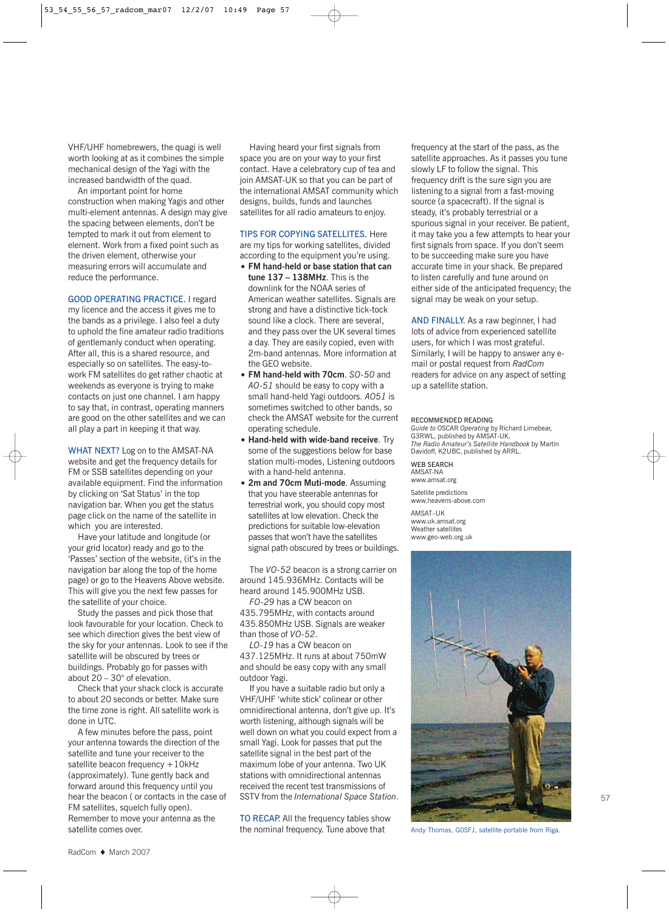VHF/UHF homebrewers, the quagi is well worth looking at as it combines the simple mechanical design of the Yagi with the increased bandwidth of the quad.

An important point for home construction when making Yagis and other multi-element antennas. A design may give the spacing between elements, don't be tempted to mark it out from element to element. Work from a fixed point such as the driven element, otherwise your measuring errors will accumulate and reduce the performance.

**GOOD OPERATING PRACTICE.** I regard my licence and the access it gives me to the bands as a privilege. I also feel a duty to uphold the fine amateur radio traditions of gentlemanly conduct when operating. After all, this is a shared resource, and especially so on satellites. The easy-to-work FM satellites do get rather chaotic at weekends as everyone is trying to make contacts on just one channel. I am happy to say that, in contrast, operating manners are good on the other satellites and we can all play a part in keeping it that way.

**WHAT NEXT?** Log on to the AMSAT-NA website and get the frequency details for FM or SSB satellites depending on your available equipment. Find the information by clicking on 'Sat Status' in the top navigation bar. When you get the status page click on the name of the satellite in which you are interested.

Have your latitude and longitude (or your grid locator) ready and go to the 'Passes' section of the website, (it's in the navigation bar along the top of the home page) or go to the Heavens Above website. This will give you the next few passes for the satellite of your choice.

Study the passes and pick those that look favourable for your location. Check to see which direction gives the best view of the sky for your antennas. Look to see if the satellite will be obscured by trees or buildings. Probably go for passes with about 20 – 30° of elevation.

Check that your shack clock is accurate to about 20 seconds or better. Make sure the time zone is right. All satellite work is done in UTC.

A few minutes before the pass, point your antenna towards the direction of the satellite and tune your receiver to the satellite beacon frequency +10kHz (approximately). Tune gently back and forward around this frequency until you hear the beacon ( or contacts in the case of FM satellites, squelch fully open). Remember to move your antenna as the satellite comes over.

Having heard your first signals from space you are on your way to your first contact. Have a celebratory cup of tea and join AMSAT-UK so that you can be part of the international AMSAT community which designs, builds, funds and launches satellites for all radio amateurs to enjoy.

**TIPS FOR COPYING SATELLITES.** Here are my tips for working satellites, divided according to the equipment you're using.

- **FM hand-held or base station that can tune 137 – 138MHz**. This is the downlink for the NOAA series of American weather satellites. Signals are strong and have a distinctive tick-tock sound like a clock. There are several, and they pass over the UK several times a day. They are easily copied, even with 2m-band antennas. More information at the GEO website.
- **FM hand-held with 70cm**. *SO-50* and *AO-51* should be easy to copy with a small hand-held Yagi outdoors. *AO51* is sometimes switched to other bands, so check the AMSAT website for the current operating schedule.
- **Hand-held with wide-band receive**. Try some of the suggestions below for base station multi-modes, Listening outdoors with a hand-held antenna.
- **2m and 70cm Muti-mode**. Assuming that you have steerable antennas for terrestrial work, you should copy most satellites at low elevation. Check the predictions for suitable low-elevation passes that won't have the satellites signal path obscured by trees or buildings.

The *VO-52* beacon is a strong carrier on around 145.936MHz. Contacts will be heard around 145.900MHz USB.

*FO-29* has a CW beacon on 435.795MHz, with contacts around 435.850MHz USB. Signals are weaker than those of *VO-52*.

*LO-19* has a CW beacon on 437.125MHz. It runs at about 750mW and should be easy copy with any small outdoor Yagi.

If you have a suitable radio but only a VHF/UHF 'white stick' colinear or other omnidirectional antenna, don't give up. It's worth listening, although signals will be well down on what you could expect from a small Yagi. Look for passes that put the satellite signal in the best part of the maximum lobe of your antenna. Two UK stations with omnidirectional antennas received the recent test transmissions of SSTV from the *International Space Station*.

**TO RECAP.** All the frequency tables show the nominal frequency. Tune above that frequency at the start of the pass, as the satellite approaches. As it passes you tune slowly LF to follow the signal. This frequency drift is the sure sign you are listening to a signal from a fast-moving source (a spacecraft). If the signal is steady, it's probably terrestrial or a spurious signal in your receiver. Be patient, it may take you a few attempts to hear your first signals from space. If you don't seem to be succeeding make sure you have accurate time in your shack. Be prepared to listen carefully and tune around on either side of the anticipated frequency; the signal may be weak on your setup.

**AND FINALLY.** As a raw beginner, I had lots of advice from experienced satellite users, for which I was most grateful. Similarly, I will be happy to answer any e-mail or postal request from *RadCom* readers for advice on any aspect of setting up a satellite station.

RECOMMENDED READING

*Guide to* OSCAR *Operating* by Richard Limebear, G3RWL, published by AMSAT-UK.

*The Radio Amateur's Satellite Handbook* by Martin Davidoff, K2UBC, published by ARRL.

WEB SEARCH

AMSAT-NA
www.amsat.org

Satellite predictions
www.heavens-above.com

AMSAT–UK
www.uk.amsat.org

Weather satellites
www.geo-web.org.uk

Andy Thomas, G0SFJ, satellite-portable from Riga.